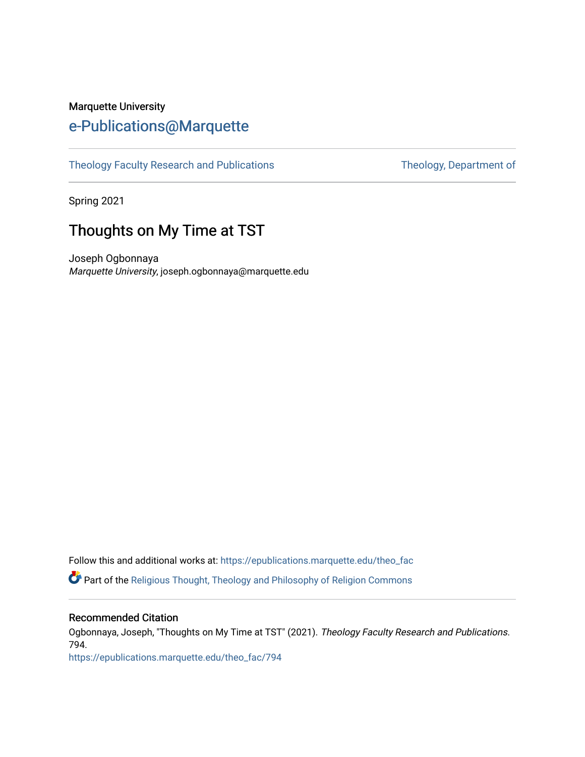Marquette University

# e-Publications@Marquette

Theology Faculty Research and Publications | Theology, Department of

Spring 2021

## Thoughts on My Time at TST

Joseph Ogbonnaya
*Marquette University*, joseph.ogbonnaya@marquette.edu

Follow this and additional works at: https://epublications.marquette.edu/theo_fac

Part of the Religious Thought, Theology and Philosophy of Religion Commons

### Recommended Citation

Ogbonnaya, Joseph, "Thoughts on My Time at TST" (2021). *Theology Faculty Research and Publications*. 794.
https://epublications.marquette.edu/theo_fac/794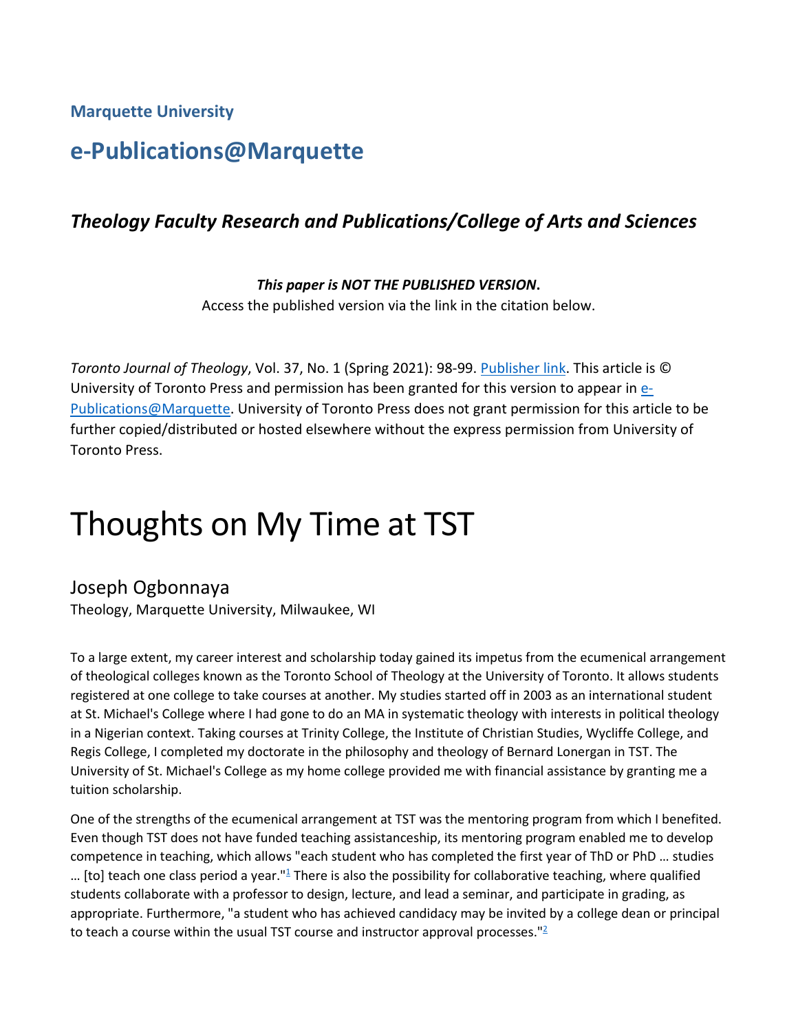**Marquette University**

## e-Publications@Marquette

### *Theology Faculty Research and Publications/College of Arts and Sciences*

***This paper is NOT THE PUBLISHED VERSION*.**
Access the published version via the link in the citation below.

*Toronto Journal of Theology*, Vol. 37, No. 1 (Spring 2021): 98-99. Publisher link. This article is © University of Toronto Press and permission has been granted for this version to appear in e-Publications@Marquette. University of Toronto Press does not grant permission for this article to be further copied/distributed or hosted elsewhere without the express permission from University of Toronto Press.

# Thoughts on My Time at TST

Joseph Ogbonnaya
Theology, Marquette University, Milwaukee, WI

To a large extent, my career interest and scholarship today gained its impetus from the ecumenical arrangement of theological colleges known as the Toronto School of Theology at the University of Toronto. It allows students registered at one college to take courses at another. My studies started off in 2003 as an international student at St. Michael's College where I had gone to do an MA in systematic theology with interests in political theology in a Nigerian context. Taking courses at Trinity College, the Institute of Christian Studies, Wycliffe College, and Regis College, I completed my doctorate in the philosophy and theology of Bernard Lonergan in TST. The University of St. Michael's College as my home college provided me with financial assistance by granting me a tuition scholarship.

One of the strengths of the ecumenical arrangement at TST was the mentoring program from which I benefited. Even though TST does not have funded teaching assistanceship, its mentoring program enabled me to develop competence in teaching, which allows "each student who has completed the first year of ThD or PhD … studies … [to] teach one class period a year."[1] There is also the possibility for collaborative teaching, where qualified students collaborate with a professor to design, lecture, and lead a seminar, and participate in grading, as appropriate. Furthermore, "a student who has achieved candidacy may be invited by a college dean or principal to teach a course within the usual TST course and instructor approval processes."[2]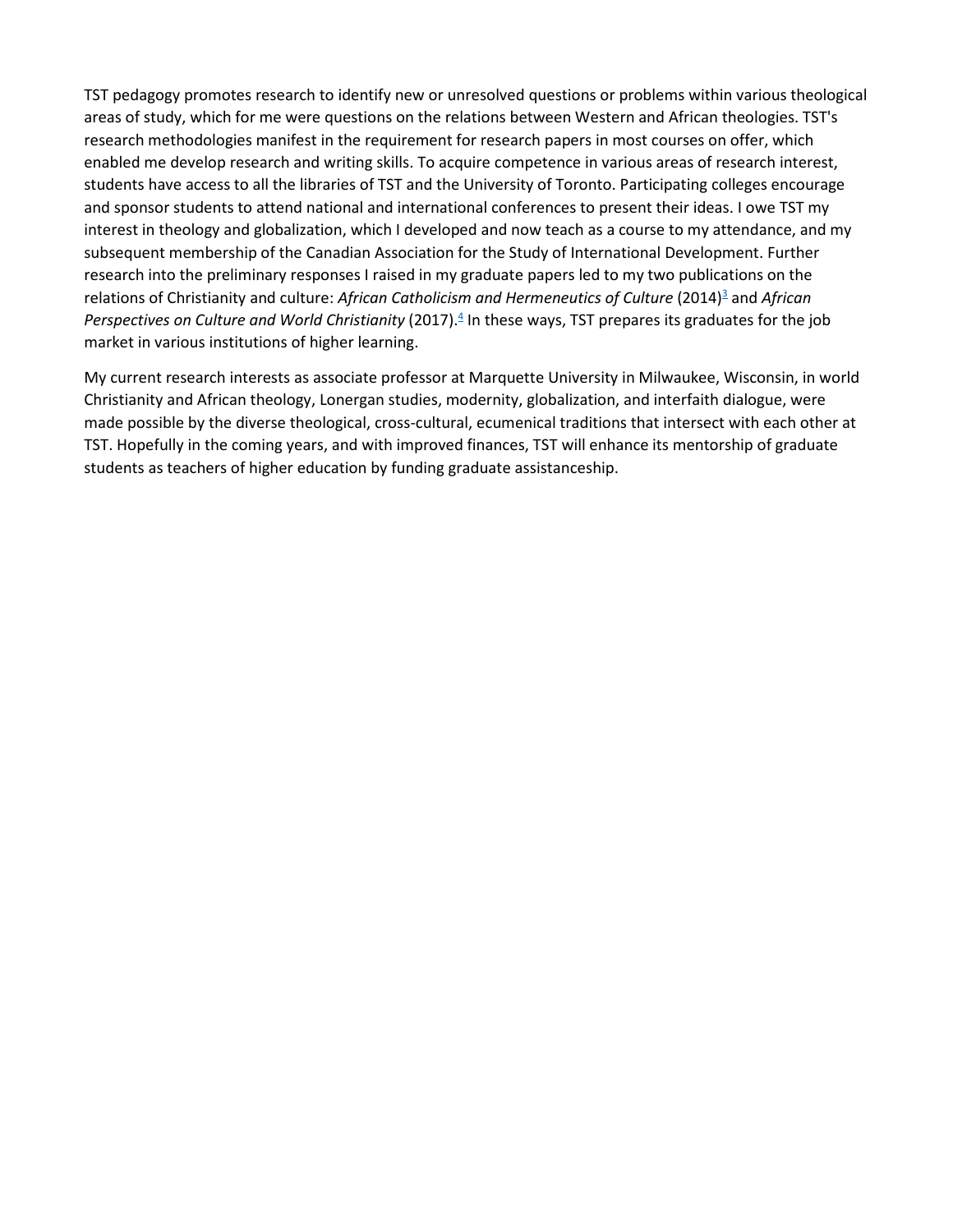TST pedagogy promotes research to identify new or unresolved questions or problems within various theological areas of study, which for me were questions on the relations between Western and African theologies. TST's research methodologies manifest in the requirement for research papers in most courses on offer, which enabled me develop research and writing skills. To acquire competence in various areas of research interest, students have access to all the libraries of TST and the University of Toronto. Participating colleges encourage and sponsor students to attend national and international conferences to present their ideas. I owe TST my interest in theology and globalization, which I developed and now teach as a course to my attendance, and my subsequent membership of the Canadian Association for the Study of International Development. Further research into the preliminary responses I raised in my graduate papers led to my two publications on the relations of Christianity and culture: *African Catholicism and Hermeneutics of Culture* (2014)[3] and *African Perspectives on Culture and World Christianity* (2017).[4] In these ways, TST prepares its graduates for the job market in various institutions of higher learning.

My current research interests as associate professor at Marquette University in Milwaukee, Wisconsin, in world Christianity and African theology, Lonergan studies, modernity, globalization, and interfaith dialogue, were made possible by the diverse theological, cross-cultural, ecumenical traditions that intersect with each other at TST. Hopefully in the coming years, and with improved finances, TST will enhance its mentorship of graduate students as teachers of higher education by funding graduate assistanceship.